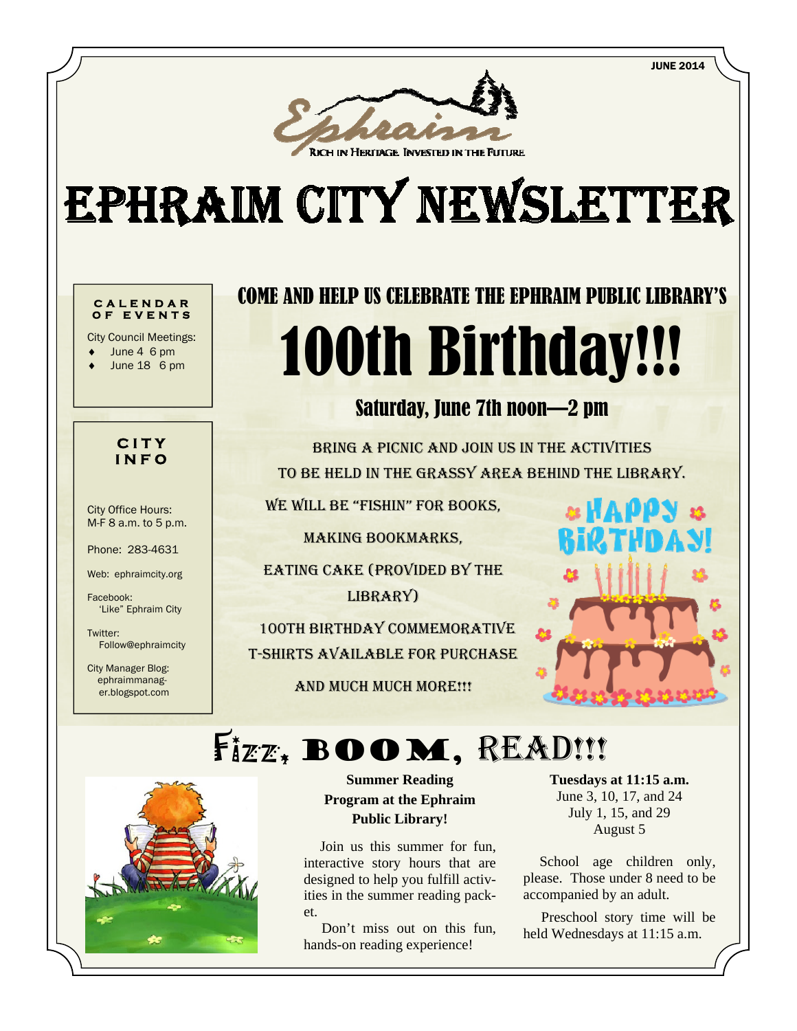JUNE 2014

Rich in Heritage. Invested in the Future.

# EPHRAIM CITY NEWSLETTER

### CALENDAR OF EVENTS

City Council Meetings:

- June 4 6 pm
- June 18 6 pm

### CITY INFO

City Office Hours:
M-F 8 a.m. to 5 p.m.

Phone: 283-4631

Web: ephraimcity.org

Facebook:
'Like" Ephraim City

Twitter:
Follow@ephraimcity

City Manager Blog:
ephraimmanager.blogspot.com

## COME AND HELP US CELEBRATE THE EPHRAIM PUBLIC LIBRARY'S

# 100th Birthday!!!

### Saturday, June 7th noon—2 pm

BRING A PICNIC AND JOIN US IN THE ACTIVITIES TO BE HELD IN THE GRASSY AREA BEHIND THE LIBRARY.

WE WILL BE "FISHIN" FOR BOOKS,

MAKING BOOKMARKS,

EATING CAKE (PROVIDED BY THE LIBRARY)

100TH BIRTHDAY COMMEMORATIVE T-SHIRTS AVAILABLE FOR PURCHASE

AND MUCH MUCH MORE!!!

HAPPY BIRTHDAY!

## Fizz, BOOM, READ!!!

**Summer Reading Program at the Ephraim Public Library!**

Join us this summer for fun, interactive story hours that are designed to help you fulfill activities in the summer reading packet.

Don't miss out on this fun, hands-on reading experience!

**Tuesdays at 11:15 a.m.**
June 3, 10, 17, and 24
July 1, 15, and 29
August 5

School age children only, please. Those under 8 need to be accompanied by an adult.

Preschool story time will be held Wednesdays at 11:15 a.m.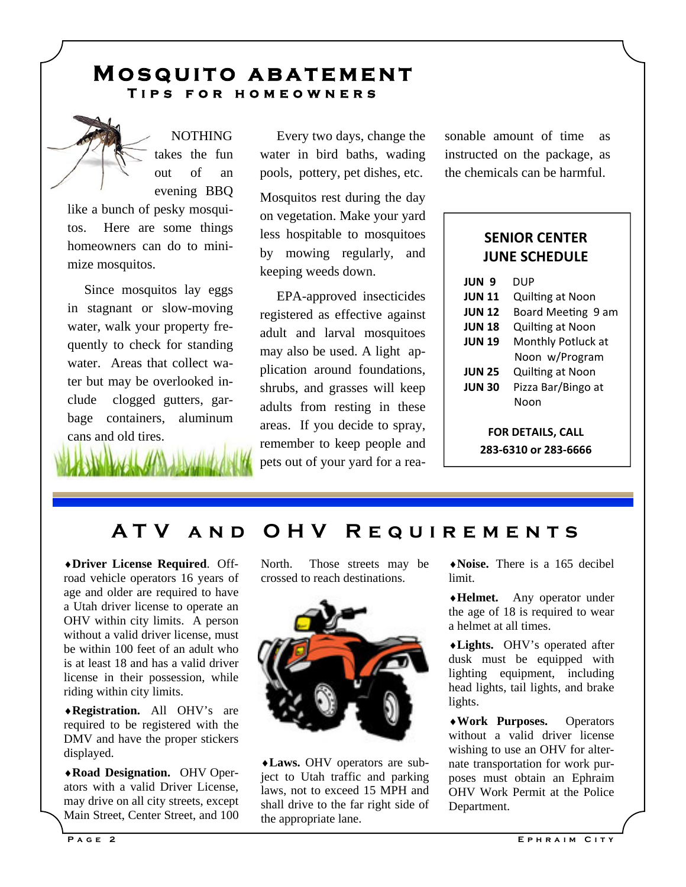# Mosquito abatement

## Tips for homeowners

NOTHING takes the fun out of an evening BBQ like a bunch of pesky mosquitos. Here are some things homeowners can do to minimize mosquitos.

Since mosquitos lay eggs in stagnant or slow-moving water, walk your property frequently to check for standing water. Areas that collect water but may be overlooked include clogged gutters, garbage containers, aluminum cans and old tires.

Every two days, change the water in bird baths, wading pools, pottery, pet dishes, etc.

Mosquitos rest during the day on vegetation. Make your yard less hospitable to mosquitoes by mowing regularly, and keeping weeds down.

EPA-approved insecticides registered as effective against adult and larval mosquitoes may also be used. A light application around foundations, shrubs, and grasses will keep adults from resting in these areas. If you decide to spray, remember to keep people and pets out of your yard for a reasonable amount of time as instructed on the package, as the chemicals can be harmful.

**SENIOR CENTER JUNE SCHEDULE**

| | |
|---|---|
| **JUN 9** | DUP |
| **JUN 11** | Quilting at Noon |
| **JUN 12** | Board Meeting 9 am |
| **JUN 18** | Quilting at Noon |
| **JUN 19** | Monthly Potluck at Noon w/Program |
| **JUN 25** | Quilting at Noon |
| **JUN 30** | Pizza Bar/Bingo at Noon |

**FOR DETAILS, CALL 283-6310 or 283-6666**

# ATV and OHV Requirements

♦**Driver License Required**. Off-road vehicle operators 16 years of age and older are required to have a Utah driver license to operate an OHV within city limits. A person without a valid driver license, must be within 100 feet of an adult who is at least 18 and has a valid driver license in their possession, while riding within city limits.

♦**Registration.** All OHV's are required to be registered with the DMV and have the proper stickers displayed.

♦**Road Designation.** OHV Operators with a valid Driver License, may drive on all city streets, except Main Street, Center Street, and 100 North. Those streets may be crossed to reach destinations.

♦**Laws.** OHV operators are subject to Utah traffic and parking laws, not to exceed 15 MPH and shall drive to the far right side of the appropriate lane.

♦**Noise.** There is a 165 decibel limit.

♦**Helmet.** Any operator under the age of 18 is required to wear a helmet at all times.

♦**Lights.** OHV's operated after dusk must be equipped with lighting equipment, including head lights, tail lights, and brake lights.

♦**Work Purposes.** Operators without a valid driver license wishing to use an OHV for alternate transportation for work purposes must obtain an Ephraim OHV Work Permit at the Police Department.